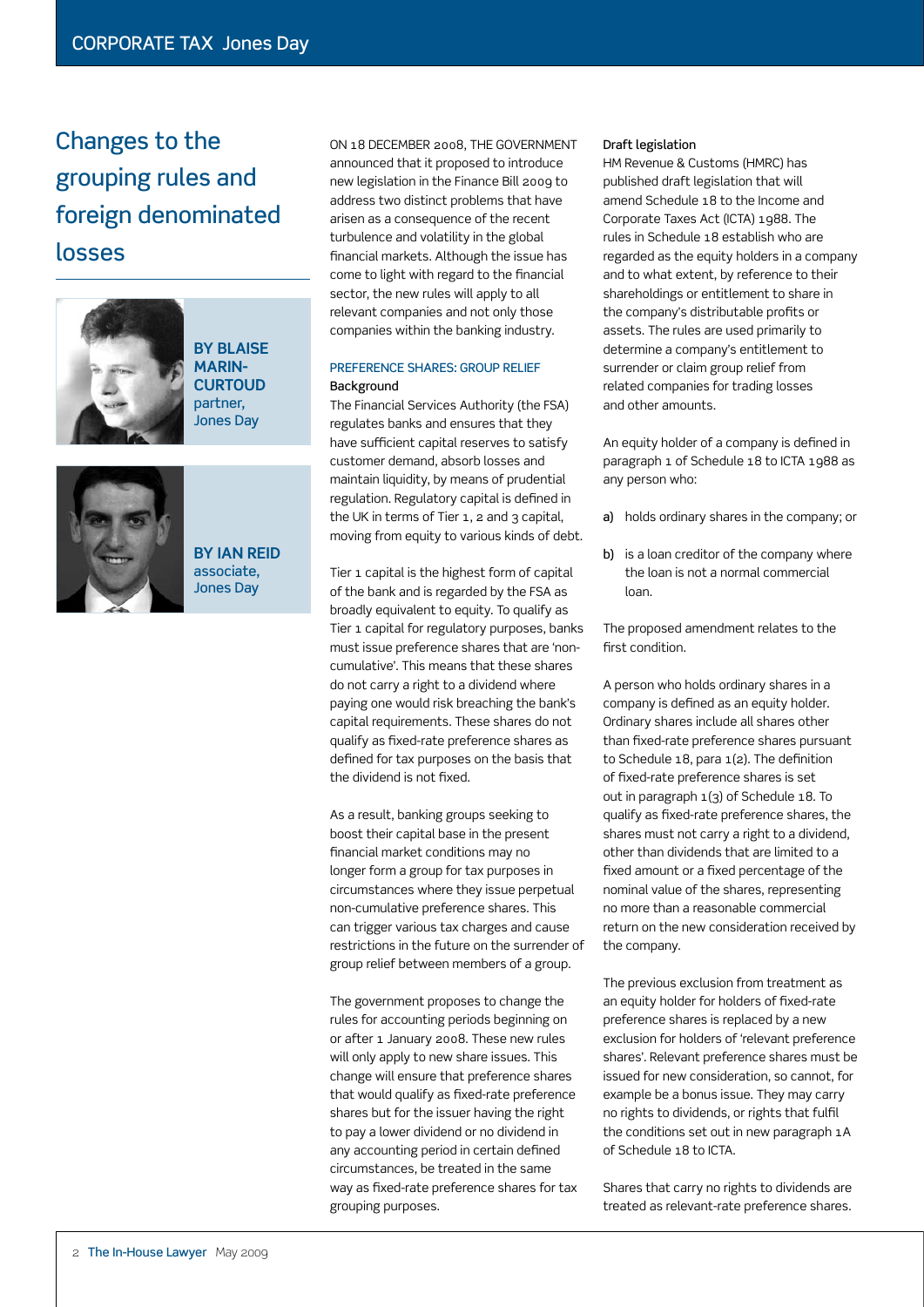# Changes to the grouping rules and foreign denominated losses

**BY BLAISE MARIN-CURTOUD**
partner, Jones Day

**BY IAN REID**
associate, Jones Day

ON 18 DECEMBER 2008, THE GOVERNMENT announced that it proposed to introduce new legislation in the Finance Bill 2009 to address two distinct problems that have arisen as a consequence of the recent turbulence and volatility in the global financial markets. Although the issue has come to light with regard to the financial sector, the new rules will apply to all relevant companies and not only those companies within the banking industry.

## PREFERENCE SHARES: GROUP RELIEF

### Background

The Financial Services Authority (the FSA) regulates banks and ensures that they have sufficient capital reserves to satisfy customer demand, absorb losses and maintain liquidity, by means of prudential regulation. Regulatory capital is defined in the UK in terms of Tier 1, 2 and 3 capital, moving from equity to various kinds of debt.

Tier 1 capital is the highest form of capital of the bank and is regarded by the FSA as broadly equivalent to equity. To qualify as Tier 1 capital for regulatory purposes, banks must issue preference shares that are 'non-cumulative'. This means that these shares do not carry a right to a dividend where paying one would risk breaching the bank's capital requirements. These shares do not qualify as fixed-rate preference shares as defined for tax purposes on the basis that the dividend is not fixed.

As a result, banking groups seeking to boost their capital base in the present financial market conditions may no longer form a group for tax purposes in circumstances where they issue perpetual non-cumulative preference shares. This can trigger various tax charges and cause restrictions in the future on the surrender of group relief between members of a group.

The government proposes to change the rules for accounting periods beginning on or after 1 January 2008. These new rules will only apply to new share issues. This change will ensure that preference shares that would qualify as fixed-rate preference shares but for the issuer having the right to pay a lower dividend or no dividend in any accounting period in certain defined circumstances, be treated in the same way as fixed-rate preference shares for tax grouping purposes.

### Draft legislation

HM Revenue & Customs (HMRC) has published draft legislation that will amend Schedule 18 to the Income and Corporate Taxes Act (ICTA) 1988. The rules in Schedule 18 establish who are regarded as the equity holders in a company and to what extent, by reference to their shareholdings or entitlement to share in the company's distributable profits or assets. The rules are used primarily to determine a company's entitlement to surrender or claim group relief from related companies for trading losses and other amounts.

An equity holder of a company is defined in paragraph 1 of Schedule 18 to ICTA 1988 as any person who:

a) holds ordinary shares in the company; or

b) is a loan creditor of the company where the loan is not a normal commercial loan.

The proposed amendment relates to the first condition.

A person who holds ordinary shares in a company is defined as an equity holder. Ordinary shares include all shares other than fixed-rate preference shares pursuant to Schedule 18, para 1(2). The definition of fixed-rate preference shares is set out in paragraph 1(3) of Schedule 18. To qualify as fixed-rate preference shares, the shares must not carry a right to a dividend, other than dividends that are limited to a fixed amount or a fixed percentage of the nominal value of the shares, representing no more than a reasonable commercial return on the new consideration received by the company.

The previous exclusion from treatment as an equity holder for holders of fixed-rate preference shares is replaced by a new exclusion for holders of 'relevant preference shares'. Relevant preference shares must be issued for new consideration, so cannot, for example be a bonus issue. They may carry no rights to dividends, or rights that fulfil the conditions set out in new paragraph 1A of Schedule 18 to ICTA.

Shares that carry no rights to dividends are treated as relevant-rate preference shares.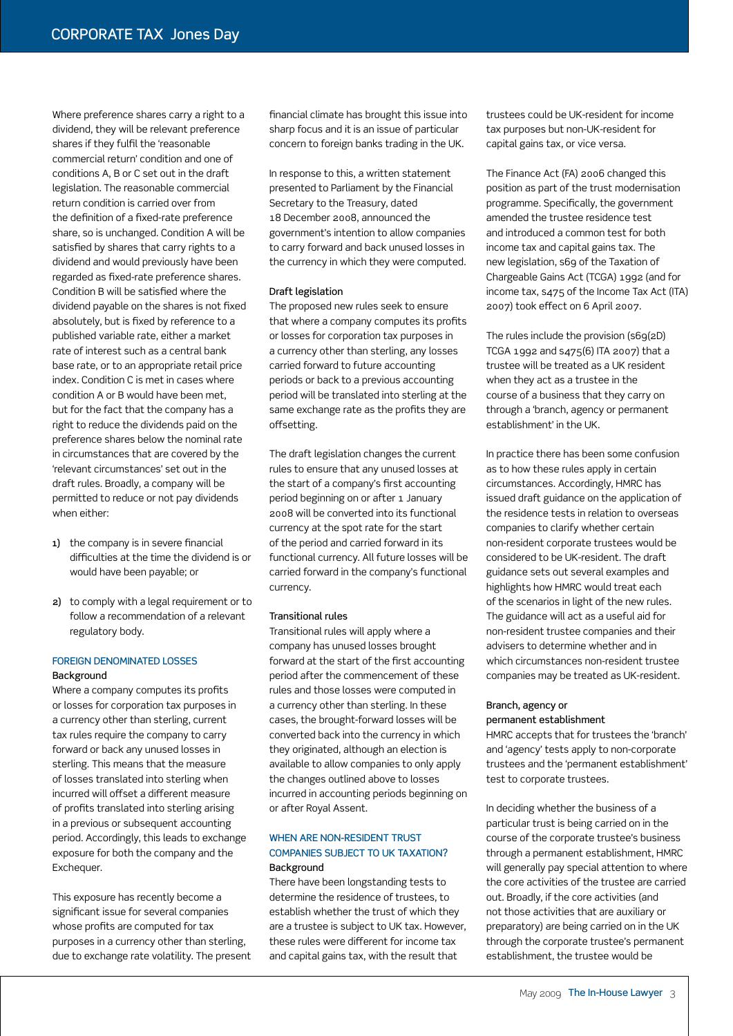Where preference shares carry a right to a dividend, they will be relevant preference shares if they fulfil the 'reasonable commercial return' condition and one of conditions A, B or C set out in the draft legislation. The reasonable commercial return condition is carried over from the definition of a fixed-rate preference share, so is unchanged. Condition A will be satisfied by shares that carry rights to a dividend and would previously have been regarded as fixed-rate preference shares. Condition B will be satisfied where the dividend payable on the shares is not fixed absolutely, but is fixed by reference to a published variable rate, either a market rate of interest such as a central bank base rate, or to an appropriate retail price index. Condition C is met in cases where condition A or B would have been met, but for the fact that the company has a right to reduce the dividends paid on the preference shares below the nominal rate in circumstances that are covered by the 'relevant circumstances' set out in the draft rules. Broadly, a company will be permitted to reduce or not pay dividends when either:

1) the company is in severe financial difficulties at the time the dividend is or would have been payable; or

2) to comply with a legal requirement or to follow a recommendation of a relevant regulatory body.

## FOREIGN DENOMINATED LOSSES

### Background

Where a company computes its profits or losses for corporation tax purposes in a currency other than sterling, current tax rules require the company to carry forward or back any unused losses in sterling. This means that the measure of losses translated into sterling when incurred will offset a different measure of profits translated into sterling arising in a previous or subsequent accounting period. Accordingly, this leads to exchange exposure for both the company and the Exchequer.

This exposure has recently become a significant issue for several companies whose profits are computed for tax purposes in a currency other than sterling, due to exchange rate volatility. The present financial climate has brought this issue into sharp focus and it is an issue of particular concern to foreign banks trading in the UK.

In response to this, a written statement presented to Parliament by the Financial Secretary to the Treasury, dated 18 December 2008, announced the government's intention to allow companies to carry forward and back unused losses in the currency in which they were computed.

### Draft legislation

The proposed new rules seek to ensure that where a company computes its profits or losses for corporation tax purposes in a currency other than sterling, any losses carried forward to future accounting periods or back to a previous accounting period will be translated into sterling at the same exchange rate as the profits they are offsetting.

The draft legislation changes the current rules to ensure that any unused losses at the start of a company's first accounting period beginning on or after 1 January 2008 will be converted into its functional currency at the spot rate for the start of the period and carried forward in its functional currency. All future losses will be carried forward in the company's functional currency.

### Transitional rules

Transitional rules will apply where a company has unused losses brought forward at the start of the first accounting period after the commencement of these rules and those losses were computed in a currency other than sterling. In these cases, the brought-forward losses will be converted back into the currency in which they originated, although an election is available to allow companies to only apply the changes outlined above to losses incurred in accounting periods beginning on or after Royal Assent.

## WHEN ARE NON-RESIDENT TRUST COMPANIES SUBJECT TO UK TAXATION?

### Background

There have been longstanding tests to determine the residence of trustees, to establish whether the trust of which they are a trustee is subject to UK tax. However, these rules were different for income tax and capital gains tax, with the result that trustees could be UK-resident for income tax purposes but non-UK-resident for capital gains tax, or vice versa.

The Finance Act (FA) 2006 changed this position as part of the trust modernisation programme. Specifically, the government amended the trustee residence test and introduced a common test for both income tax and capital gains tax. The new legislation, s69 of the Taxation of Chargeable Gains Act (TCGA) 1992 (and for income tax, s475 of the Income Tax Act (ITA) 2007) took effect on 6 April 2007.

The rules include the provision (s69(2D) TCGA 1992 and s475(6) ITA 2007) that a trustee will be treated as a UK resident when they act as a trustee in the course of a business that they carry on through a 'branch, agency or permanent establishment' in the UK.

In practice there has been some confusion as to how these rules apply in certain circumstances. Accordingly, HMRC has issued draft guidance on the application of the residence tests in relation to overseas companies to clarify whether certain non-resident corporate trustees would be considered to be UK-resident. The draft guidance sets out several examples and highlights how HMRC would treat each of the scenarios in light of the new rules. The guidance will act as a useful aid for non-resident trustee companies and their advisers to determine whether and in which circumstances non-resident trustee companies may be treated as UK-resident.

### Branch, agency or permanent establishment

HMRC accepts that for trustees the 'branch' and 'agency' tests apply to non-corporate trustees and the 'permanent establishment' test to corporate trustees.

In deciding whether the business of a particular trust is being carried on in the course of the corporate trustee's business through a permanent establishment, HMRC will generally pay special attention to where the core activities of the trustee are carried out. Broadly, if the core activities (and not those activities that are auxiliary or preparatory) are being carried on in the UK through the corporate trustee's permanent establishment, the trustee would be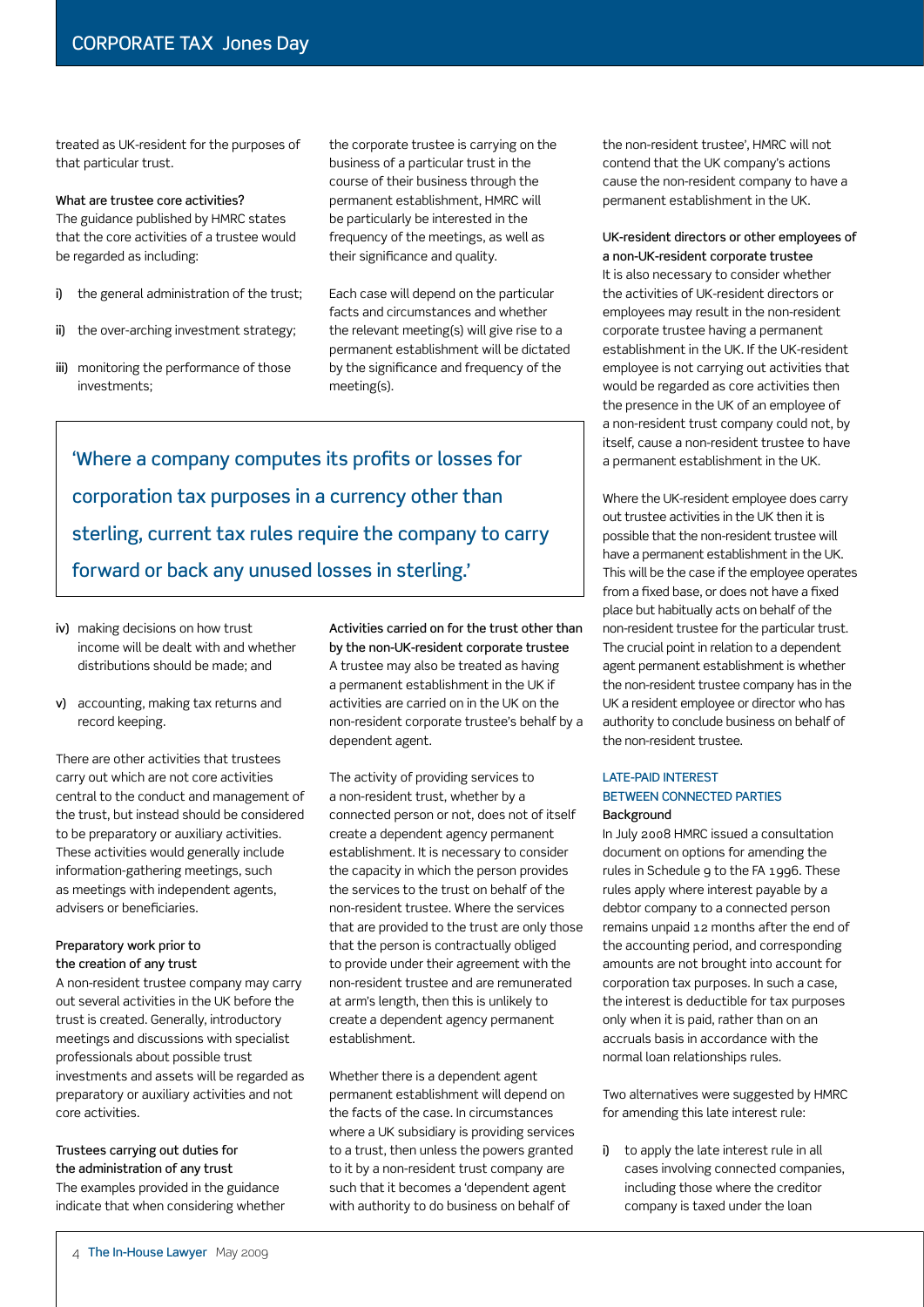treated as UK-resident for the purposes of that particular trust.

### What are trustee core activities?

The guidance published by HMRC states that the core activities of a trustee would be regarded as including:

i) the general administration of the trust;

ii) the over-arching investment strategy;

iii) monitoring the performance of those investments;

iv) making decisions on how trust income will be dealt with and whether distributions should be made; and

v) accounting, making tax returns and record keeping.

There are other activities that trustees carry out which are not core activities central to the conduct and management of the trust, but instead should be considered to be preparatory or auxiliary activities. These activities would generally include information-gathering meetings, such as meetings with independent agents, advisers or beneficiaries.

### Preparatory work prior to the creation of any trust

A non-resident trustee company may carry out several activities in the UK before the trust is created. Generally, introductory meetings and discussions with specialist professionals about possible trust investments and assets will be regarded as preparatory or auxiliary activities and not core activities.

### Trustees carrying out duties for the administration of any trust

The examples provided in the guidance indicate that when considering whether the corporate trustee is carrying on the business of a particular trust in the course of their business through the permanent establishment, HMRC will be particularly be interested in the frequency of the meetings, as well as their significance and quality.

Each case will depend on the particular facts and circumstances and whether the relevant meeting(s) will give rise to a permanent establishment will be dictated by the significance and frequency of the meeting(s).

> 'Where a company computes its profits or losses for corporation tax purposes in a currency other than sterling, current tax rules require the company to carry forward or back any unused losses in sterling.'

### Activities carried on for the trust other than by the non-UK-resident corporate trustee

A trustee may also be treated as having a permanent establishment in the UK if activities are carried on in the UK on the non-resident corporate trustee's behalf by a dependent agent.

The activity of providing services to a non-resident trust, whether by a connected person or not, does not of itself create a dependent agency permanent establishment. It is necessary to consider the capacity in which the person provides the services to the trust on behalf of the non-resident trustee. Where the services that are provided to the trust are only those that the person is contractually obliged to provide under their agreement with the non-resident trustee and are remunerated at arm's length, then this is unlikely to create a dependent agency permanent establishment.

Whether there is a dependent agent permanent establishment will depend on the facts of the case. In circumstances where a UK subsidiary is providing services to a trust, then unless the powers granted to it by a non-resident trust company are such that it becomes a 'dependent agent with authority to do business on behalf of the non-resident trustee', HMRC will not contend that the UK company's actions cause the non-resident company to have a permanent establishment in the UK.

### UK-resident directors or other employees of a non-UK-resident corporate trustee

It is also necessary to consider whether the activities of UK-resident directors or employees may result in the non-resident corporate trustee having a permanent establishment in the UK. If the UK-resident employee is not carrying out activities that would be regarded as core activities then the presence in the UK of an employee of a non-resident trust company could not, by itself, cause a non-resident trustee to have a permanent establishment in the UK.

Where the UK-resident employee does carry out trustee activities in the UK then it is possible that the non-resident trustee will have a permanent establishment in the UK. This will be the case if the employee operates from a fixed base, or does not have a fixed place but habitually acts on behalf of the non-resident trustee for the particular trust. The crucial point in relation to a dependent agent permanent establishment is whether the non-resident trustee company has in the UK a resident employee or director who has authority to conclude business on behalf of the non-resident trustee.

## LATE-PAID INTEREST BETWEEN CONNECTED PARTIES

### Background

In July 2008 HMRC issued a consultation document on options for amending the rules in Schedule 9 to the FA 1996. These rules apply where interest payable by a debtor company to a connected person remains unpaid 12 months after the end of the accounting period, and corresponding amounts are not brought into account for corporation tax purposes. In such a case, the interest is deductible for tax purposes only when it is paid, rather than on an accruals basis in accordance with the normal loan relationships rules.

Two alternatives were suggested by HMRC for amending this late interest rule:

i) to apply the late interest rule in all cases involving connected companies, including those where the creditor company is taxed under the loan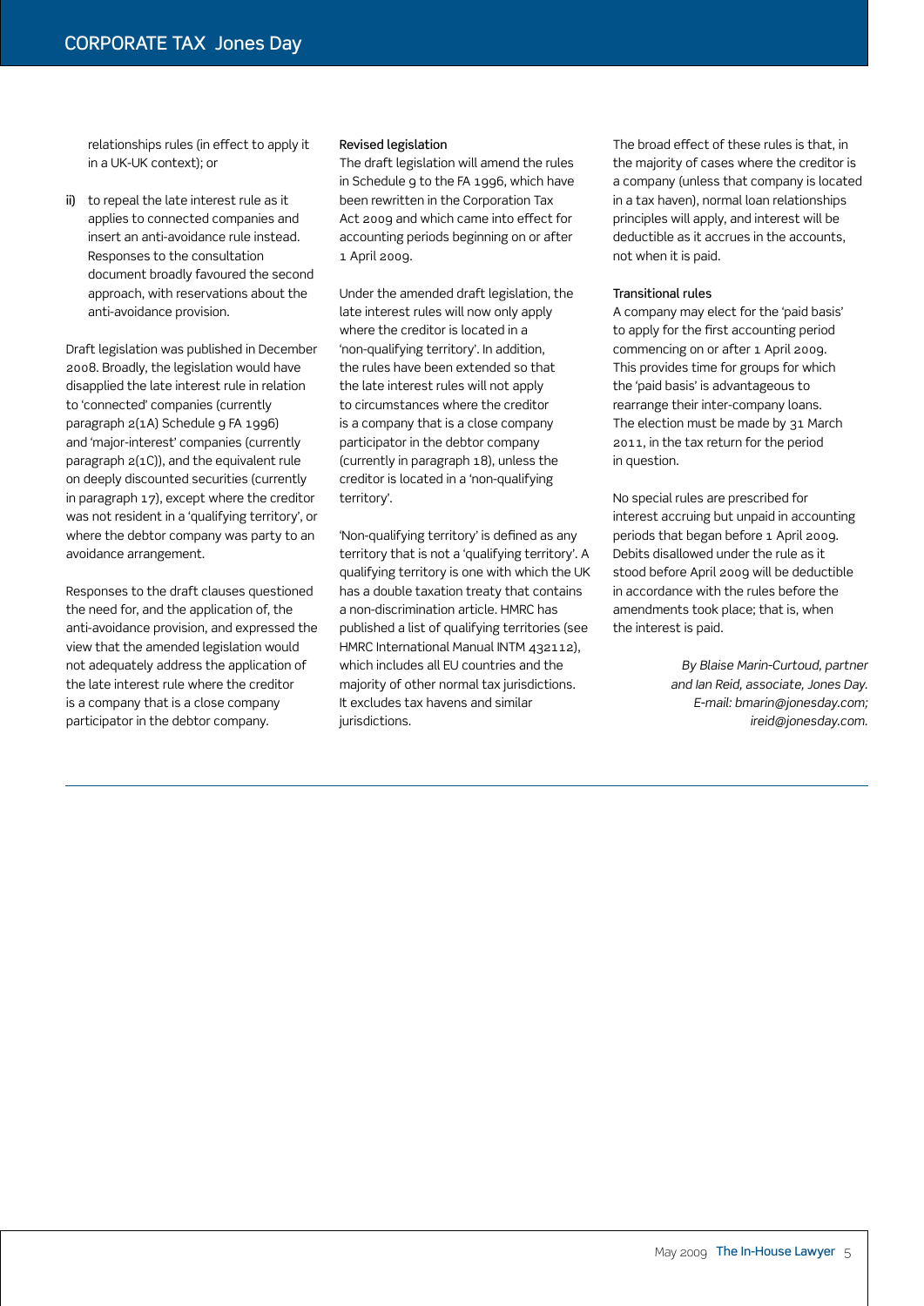relationships rules (in effect to apply it in a UK-UK context); or

ii) to repeal the late interest rule as it applies to connected companies and insert an anti-avoidance rule instead. Responses to the consultation document broadly favoured the second approach, with reservations about the anti-avoidance provision.

Draft legislation was published in December 2008. Broadly, the legislation would have disapplied the late interest rule in relation to 'connected' companies (currently paragraph 2(1A) Schedule 9 FA 1996) and 'major-interest' companies (currently paragraph 2(1C)), and the equivalent rule on deeply discounted securities (currently in paragraph 17), except where the creditor was not resident in a 'qualifying territory', or where the debtor company was party to an avoidance arrangement.

Responses to the draft clauses questioned the need for, and the application of, the anti-avoidance provision, and expressed the view that the amended legislation would not adequately address the application of the late interest rule where the creditor is a company that is a close company participator in the debtor company.

### Revised legislation

The draft legislation will amend the rules in Schedule 9 to the FA 1996, which have been rewritten in the Corporation Tax Act 2009 and which came into effect for accounting periods beginning on or after 1 April 2009.

Under the amended draft legislation, the late interest rules will now only apply where the creditor is located in a 'non-qualifying territory'. In addition, the rules have been extended so that the late interest rules will not apply to circumstances where the creditor is a company that is a close company participator in the debtor company (currently in paragraph 18), unless the creditor is located in a 'non-qualifying territory'.

'Non-qualifying territory' is defined as any territory that is not a 'qualifying territory'. A qualifying territory is one with which the UK has a double taxation treaty that contains a non-discrimination article. HMRC has published a list of qualifying territories (see HMRC International Manual INTM 432112), which includes all EU countries and the majority of other normal tax jurisdictions. It excludes tax havens and similar jurisdictions.

The broad effect of these rules is that, in the majority of cases where the creditor is a company (unless that company is located in a tax haven), normal loan relationships principles will apply, and interest will be deductible as it accrues in the accounts, not when it is paid.

### Transitional rules

A company may elect for the 'paid basis' to apply for the first accounting period commencing on or after 1 April 2009. This provides time for groups for which the 'paid basis' is advantageous to rearrange their inter-company loans. The election must be made by 31 March 2011, in the tax return for the period in question.

No special rules are prescribed for interest accruing but unpaid in accounting periods that began before 1 April 2009. Debits disallowed under the rule as it stood before April 2009 will be deductible in accordance with the rules before the amendments took place; that is, when the interest is paid.

*By Blaise Marin-Curtoud, partner and Ian Reid, associate, Jones Day.*
*E-mail: bmarin@jonesday.com; ireid@jonesday.com.*